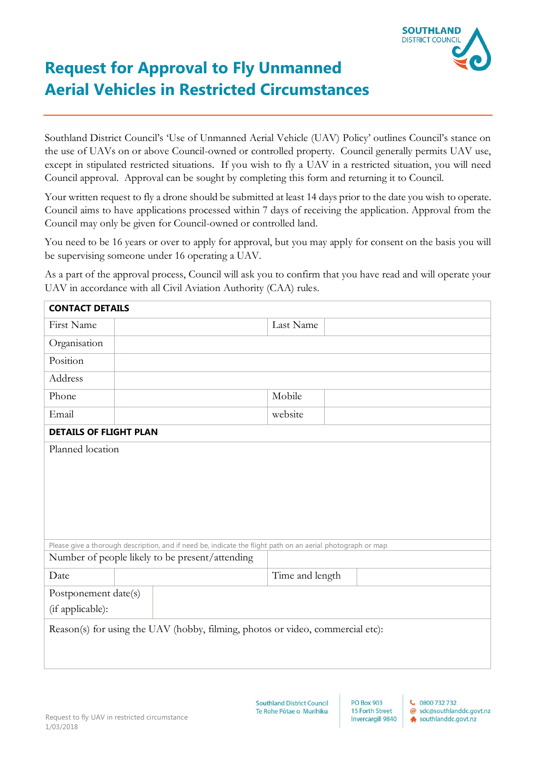# Request for Approval to Fly Unmanned Aerial Vehicles in Restricted Circumstances

Southland District Council's 'Use of Unmanned Aerial Vehicle (UAV) Policy' outlines Council's stance on the use of UAVs on or above Council-owned or controlled property. Council generally permits UAV use, except in stipulated restricted situations. If you wish to fly a UAV in a restricted situation, you will need Council approval. Approval can be sought by completing this form and returning it to Council.

Your written request to fly a drone should be submitted at least 14 days prior to the date you wish to operate. Council aims to have applications processed within 7 days of receiving the application. Approval from the Council may only be given for Council-owned or controlled land.

You need to be 16 years or over to apply for approval, but you may apply for consent on the basis you will be supervising someone under 16 operating a UAV.

As a part of the approval process, Council will ask you to confirm that you have read and will operate your UAV in accordance with all Civil Aviation Authority (CAA) rules.

| **CONTACT DETAILS** | | | |
|---|---|---|---|
| First Name | | Last Name | |
| Organisation | | | |
| Position | | | |
| Address | | | |
| Phone | | Mobile | |
| Email | | website | |

| **DETAILS OF FLIGHT PLAN** | | | |
|---|---|---|---|
| Planned location | | | |
| Please give a thorough description, and if need be, indicate the flight path on an aerial photograph or map | | | |
| Number of people likely to be present/attending | | | |
| Date | | Time and length | |
| Postponement date(s) (if applicable): | | | |
| Reason(s) for using the UAV (hobby, filming, photos or video, commercial etc): | | | |

Request to fly UAV in restricted circumstance
1/03/2018

Southland District Council
Te Rohe Pōtae o Murihiku

PO Box 903
15 Forth Street
Invercargill 9840

0800 732 732
sdc@southlanddc.govt.nz
southlanddc.govt.nz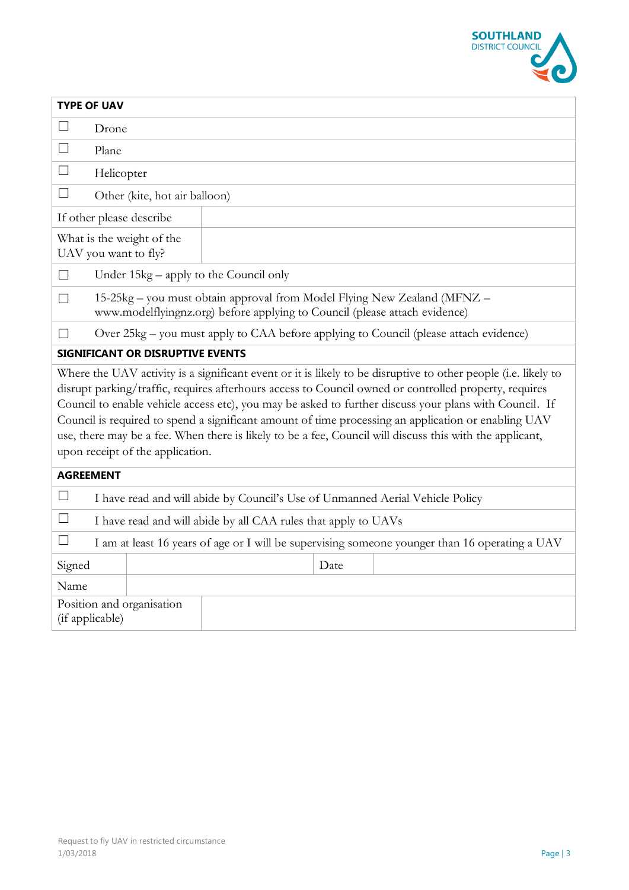| TYPE OF UAV | |
|---|---|
| ☐ | Drone |
| ☐ | Plane |
| ☐ | Helicopter |
| ☐ | Other (kite, hot air balloon) |
| If other please describe | |
| What is the weight of the UAV you want to fly? | |
| ☐ | Under 15kg – apply to the Council only |
| ☐ | 15-25kg – you must obtain approval from Model Flying New Zealand (MFNZ – www.modelflyingnz.org) before applying to Council (please attach evidence) |
| ☐ | Over 25kg – you must apply to CAA before applying to Council (please attach evidence) |

**SIGNIFICANT OR DISRUPTIVE EVENTS**

Where the UAV activity is a significant event or it is likely to be disruptive to other people (i.e. likely to disrupt parking/traffic, requires afterhours access to Council owned or controlled property, requires Council to enable vehicle access etc), you may be asked to further discuss your plans with Council. If Council is required to spend a significant amount of time processing an application or enabling UAV use, there may be a fee. When there is likely to be a fee, Council will discuss this with the applicant, upon receipt of the application.

| AGREEMENT | | | |
|---|---|---|---|
| ☐ | I have read and will abide by Council's Use of Unmanned Aerial Vehicle Policy | | |
| ☐ | I have read and will abide by all CAA rules that apply to UAVs | | |
| ☐ | I am at least 16 years of age or I will be supervising someone younger than 16 operating a UAV | | |
| Signed | | Date | |
| Name | | | |
| Position and organisation (if applicable) | | | |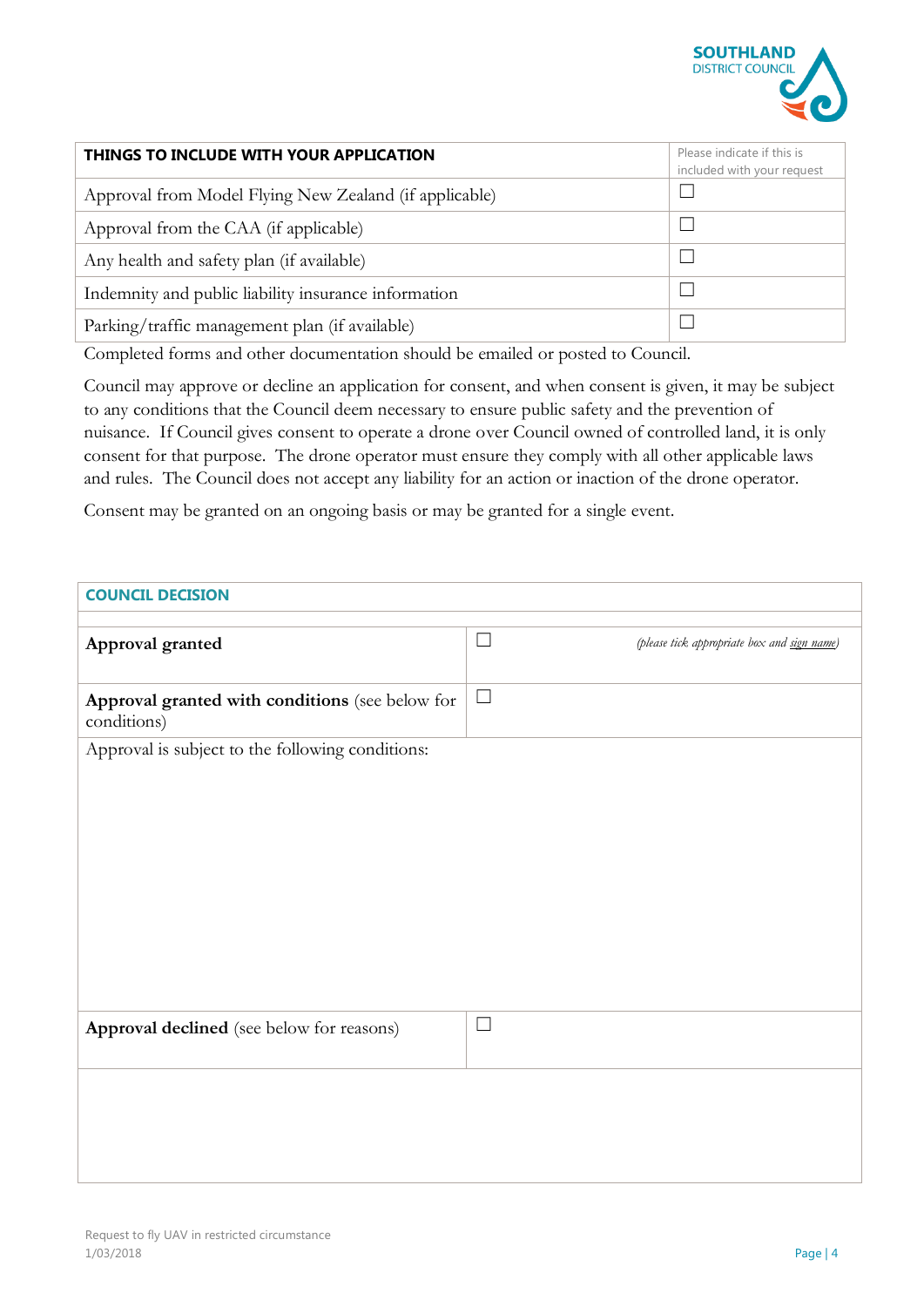| THINGS TO INCLUDE WITH YOUR APPLICATION | Please indicate if this is included with your request |
| --- | --- |
| Approval from Model Flying New Zealand (if applicable) | ☐ |
| Approval from the CAA (if applicable) | ☐ |
| Any health and safety plan (if available) | ☐ |
| Indemnity and public liability insurance information | ☐ |
| Parking/traffic management plan (if available) | ☐ |

Completed forms and other documentation should be emailed or posted to Council.

Council may approve or decline an application for consent, and when consent is given, it may be subject to any conditions that the Council deem necessary to ensure public safety and the prevention of nuisance. If Council gives consent to operate a drone over Council owned of controlled land, it is only consent for that purpose. The drone operator must ensure they comply with all other applicable laws and rules. The Council does not accept any liability for an action or inaction of the drone operator.

Consent may be granted on an ongoing basis or may be granted for a single event.

| COUNCIL DECISION | |
| --- | --- |
| **Approval granted** | ☐ *(please tick appropriate box and sign name)* |
| **Approval granted with conditions** (see below for conditions) | ☐ |
| Approval is subject to the following conditions: | |
| **Approval declined** (see below for reasons) | ☐ |
| | |